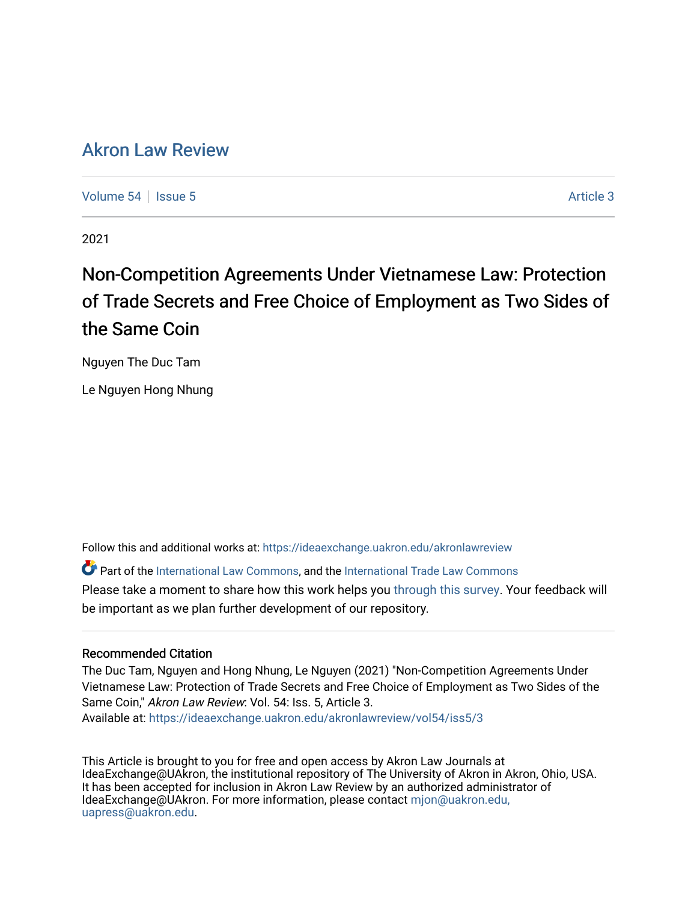# Akron Law Review

Volume 54 | Issue 5 | Article 3

2021

## Non-Competition Agreements Under Vietnamese Law: Protection of Trade Secrets and Free Choice of Employment as Two Sides of the Same Coin

Nguyen The Duc Tam

Le Nguyen Hong Nhung

Follow this and additional works at: https://ideaexchange.uakron.edu/akronlawreview

Part of the International Law Commons, and the International Trade Law Commons

Please take a moment to share how this work helps you through this survey. Your feedback will be important as we plan further development of our repository.

### Recommended Citation

The Duc Tam, Nguyen and Hong Nhung, Le Nguyen (2021) "Non-Competition Agreements Under Vietnamese Law: Protection of Trade Secrets and Free Choice of Employment as Two Sides of the Same Coin," *Akron Law Review*: Vol. 54: Iss. 5, Article 3.
Available at: https://ideaexchange.uakron.edu/akronlawreview/vol54/iss5/3

This Article is brought to you for free and open access by Akron Law Journals at IdeaExchange@UAkron, the institutional repository of The University of Akron in Akron, Ohio, USA. It has been accepted for inclusion in Akron Law Review by an authorized administrator of IdeaExchange@UAkron. For more information, please contact mjon@uakron.edu, uapress@uakron.edu.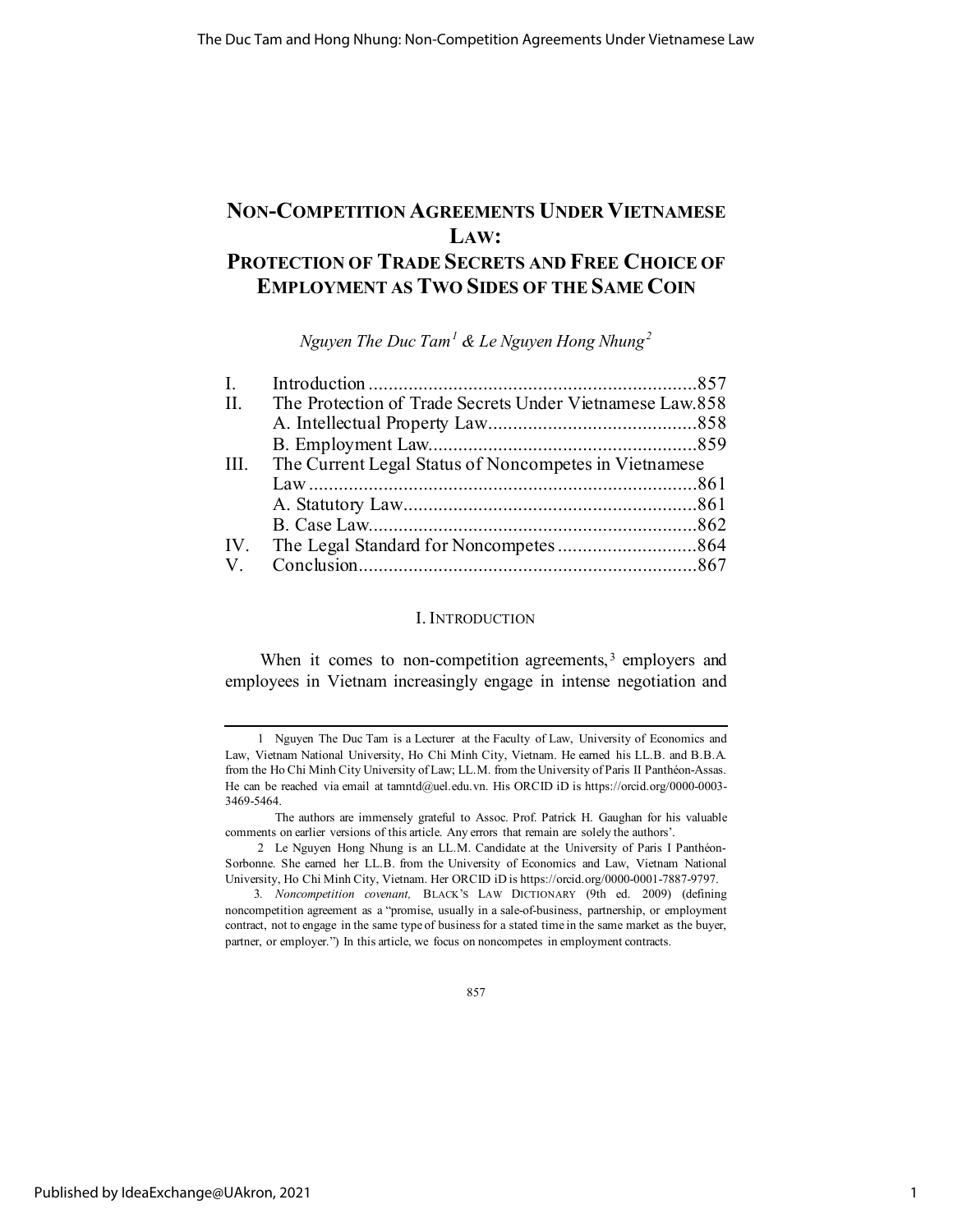# NON-COMPETITION AGREEMENTS UNDER VIETNAMESE LAW:
## PROTECTION OF TRADE SECRETS AND FREE CHOICE OF EMPLOYMENT AS TWO SIDES OF THE SAME COIN

*Nguyen The Duc Tam*[1] *& Le Nguyen Hong Nhung*[2]

| | | |
|---|---|---|
| I. | Introduction | 857 |
| II. | The Protection of Trade Secrets Under Vietnamese Law | 858 |
| | A. Intellectual Property Law | 858 |
| | B. Employment Law | 859 |
| III. | The Current Legal Status of Noncompetes in Vietnamese Law | 861 |
| | A. Statutory Law | 861 |
| | B. Case Law | 862 |
| IV. | The Legal Standard for Noncompetes | 864 |
| V. | Conclusion | 867 |

### I. INTRODUCTION

When it comes to non-competition agreements,[3] employers and employees in Vietnam increasingly engage in intense negotiation and

---

1 Nguyen The Duc Tam is a Lecturer at the Faculty of Law, University of Economics and Law, Vietnam National University, Ho Chi Minh City, Vietnam. He earned his LL.B. and B.B.A. from the Ho Chi Minh City University of Law; LL.M. from the University of Paris II Panthéon-Assas. He can be reached via email at tamntd@uel.edu.vn. His ORCID iD is https://orcid.org/0000-0003-3469-5464.

The authors are immensely grateful to Assoc. Prof. Patrick H. Gaughan for his valuable comments on earlier versions of this article. Any errors that remain are solely the authors'.

2 Le Nguyen Hong Nhung is an LL.M. Candidate at the University of Paris I Panthéon-Sorbonne. She earned her LL.B. from the University of Economics and Law, Vietnam National University, Ho Chi Minh City, Vietnam. Her ORCID iD is https://orcid.org/0000-0001-7887-9797.

3. *Noncompetition covenant,* BLACK'S LAW DICTIONARY (9th ed. 2009) (defining noncompetition agreement as a "promise, usually in a sale-of-business, partnership, or employment contract, not to engage in the same type of business for a stated time in the same market as the buyer, partner, or employer.") In this article, we focus on noncompetes in employment contracts.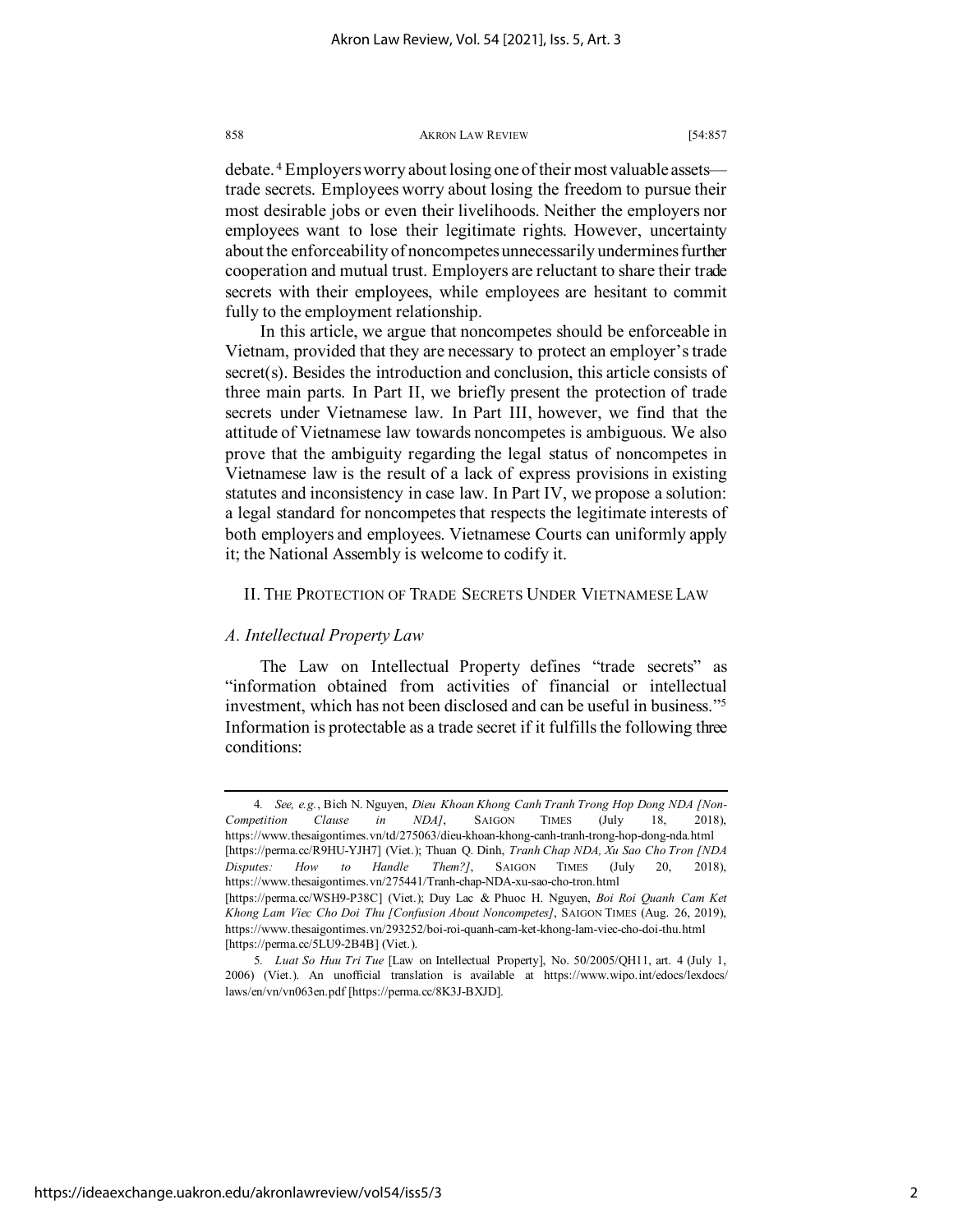debate.[4] Employers worry about losing one of their most valuable assets—trade secrets. Employees worry about losing the freedom to pursue their most desirable jobs or even their livelihoods. Neither the employers nor employees want to lose their legitimate rights. However, uncertainty about the enforceability of noncompetes unnecessarily undermines further cooperation and mutual trust. Employers are reluctant to share their trade secrets with their employees, while employees are hesitant to commit fully to the employment relationship.

In this article, we argue that noncompetes should be enforceable in Vietnam, provided that they are necessary to protect an employer's trade secret(s). Besides the introduction and conclusion, this article consists of three main parts. In Part II, we briefly present the protection of trade secrets under Vietnamese law. In Part III, however, we find that the attitude of Vietnamese law towards noncompetes is ambiguous. We also prove that the ambiguity regarding the legal status of noncompetes in Vietnamese law is the result of a lack of express provisions in existing statutes and inconsistency in case law. In Part IV, we propose a solution: a legal standard for noncompetes that respects the legitimate interests of both employers and employees. Vietnamese Courts can uniformly apply it; the National Assembly is welcome to codify it.

## II. The Protection of Trade Secrets Under Vietnamese Law

### *A. Intellectual Property Law*

The Law on Intellectual Property defines "trade secrets" as "information obtained from activities of financial or intellectual investment, which has not been disclosed and can be useful in business."[5] Information is protectable as a trade secret if it fulfills the following three conditions:

---

4. *See, e.g.*, Bich N. Nguyen, *Dieu Khoan Khong Canh Tranh Trong Hop Dong NDA [Non-Competition Clause in NDA]*, SAIGON TIMES (July 18, 2018), https://www.thesaigontimes.vn/td/275063/dieu-khoan-khong-canh-tranh-trong-hop-dong-nda.html [https://perma.cc/R9HU-YJH7] (Viet.); Thuan Q. Dinh, *Tranh Chap NDA, Xu Sao Cho Tron [NDA Disputes: How to Handle Them?]*, SAIGON TIMES (July 20, 2018), https://www.thesaigontimes.vn/275441/Tranh-chap-NDA-xu-sao-cho-tron.html [https://perma.cc/WSH9-P38C] (Viet.); Duy Lac & Phuoc H. Nguyen, *Boi Roi Quanh Cam Ket Khong Lam Viec Cho Doi Thu [Confusion About Noncompetes]*, SAIGON TIMES (Aug. 26, 2019), https://www.thesaigontimes.vn/293252/boi-roi-quanh-cam-ket-khong-lam-viec-cho-doi-thu.html [https://perma.cc/5LU9-2B4B] (Viet.).

5. *Luat So Huu Tri Tue* [Law on Intellectual Property], No. 50/2005/QH11, art. 4 (July 1, 2006) (Viet.). An unofficial translation is available at https://www.wipo.int/edocs/lexdocs/laws/en/vn/vn063en.pdf [https://perma.cc/8K3J-BXJD].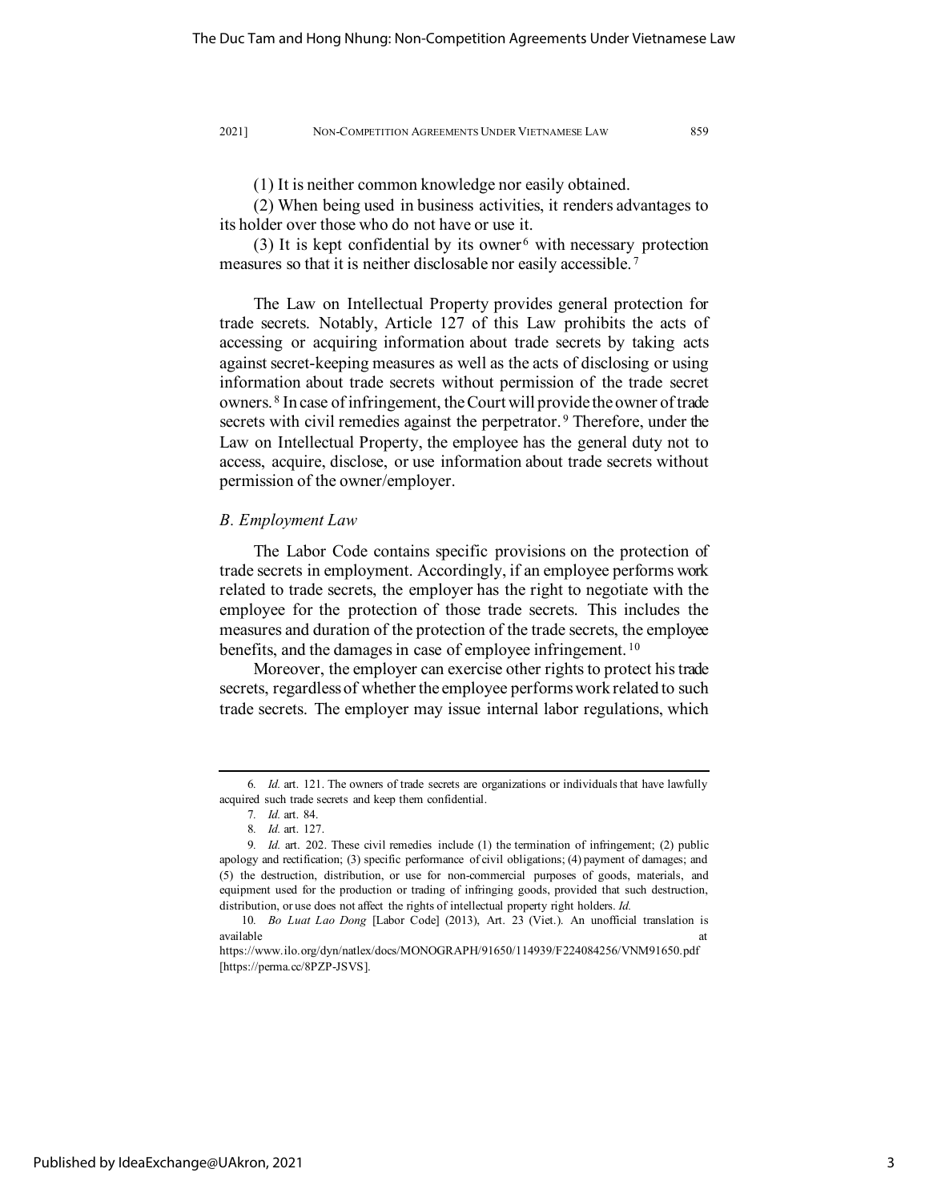(1) It is neither common knowledge nor easily obtained.

(2) When being used in business activities, it renders advantages to its holder over those who do not have or use it.

(3) It is kept confidential by its owner[6] with necessary protection measures so that it is neither disclosable nor easily accessible.[7]

The Law on Intellectual Property provides general protection for trade secrets. Notably, Article 127 of this Law prohibits the acts of accessing or acquiring information about trade secrets by taking acts against secret-keeping measures as well as the acts of disclosing or using information about trade secrets without permission of the trade secret owners.[8] In case of infringement, the Court will provide the owner of trade secrets with civil remedies against the perpetrator.[9] Therefore, under the Law on Intellectual Property, the employee has the general duty not to access, acquire, disclose, or use information about trade secrets without permission of the owner/employer.

### *B. Employment Law*

The Labor Code contains specific provisions on the protection of trade secrets in employment. Accordingly, if an employee performs work related to trade secrets, the employer has the right to negotiate with the employee for the protection of those trade secrets. This includes the measures and duration of the protection of the trade secrets, the employee benefits, and the damages in case of employee infringement.[10]

Moreover, the employer can exercise other rights to protect his trade secrets, regardless of whether the employee performs work related to such trade secrets. The employer may issue internal labor regulations, which

---

6. *Id.* art. 121. The owners of trade secrets are organizations or individuals that have lawfully acquired such trade secrets and keep them confidential.

7. *Id.* art. 84.

8. *Id.* art. 127.

9. *Id.* art. 202. These civil remedies include (1) the termination of infringement; (2) public apology and rectification; (3) specific performance of civil obligations; (4) payment of damages; and (5) the destruction, distribution, or use for non-commercial purposes of goods, materials, and equipment used for the production or trading of infringing goods, provided that such destruction, distribution, or use does not affect the rights of intellectual property right holders. *Id.*

10. *Bo Luat Lao Dong* [Labor Code] (2013), Art. 23 (Viet.). An unofficial translation is available at https://www.ilo.org/dyn/natlex/docs/MONOGRAPH/91650/114939/F224084256/VNM91650.pdf [https://perma.cc/8PZP-JSVS].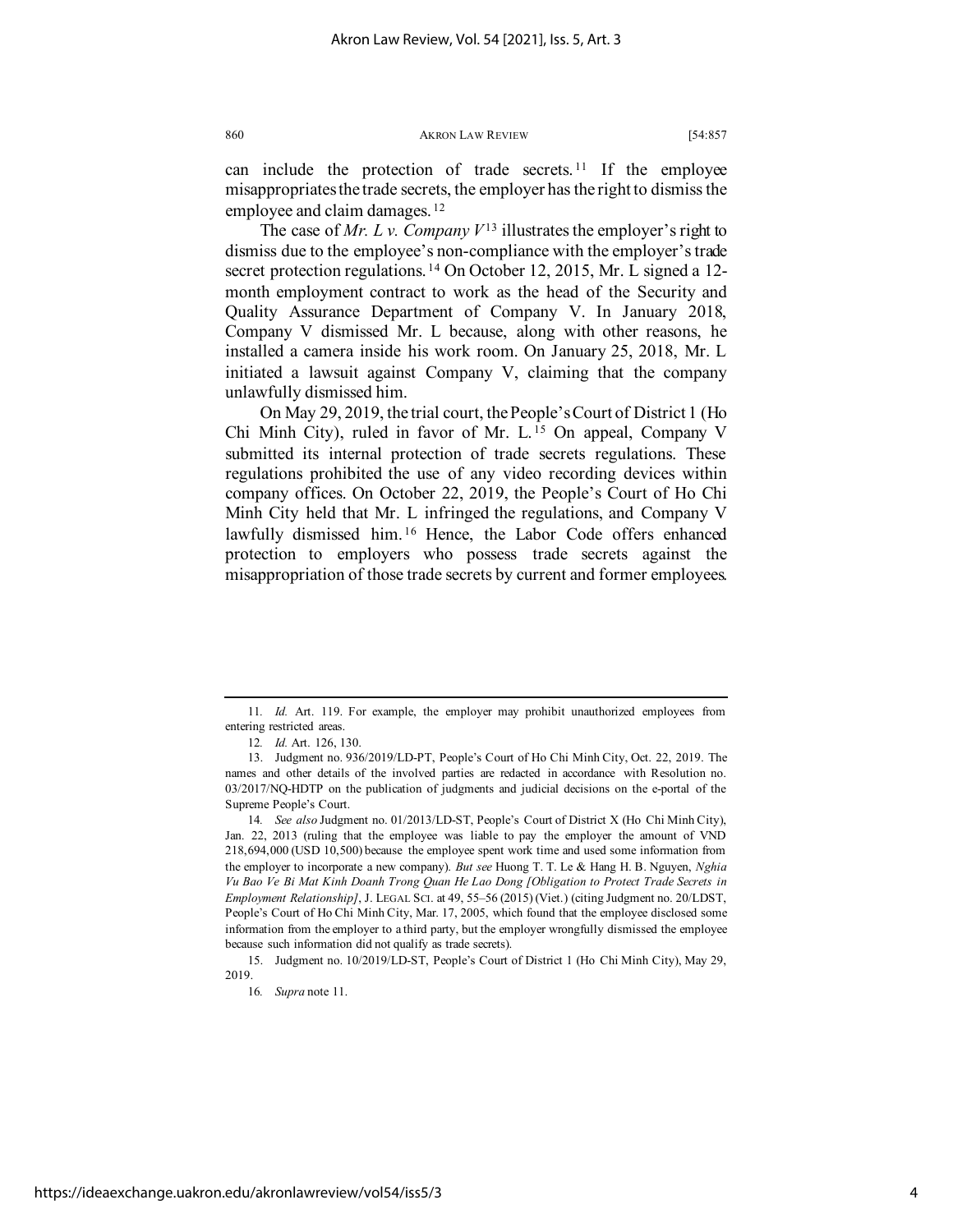can include the protection of trade secrets.[11] If the employee misappropriates the trade secrets, the employer has the right to dismiss the employee and claim damages.[12]

The case of *Mr. L v. Company V*[13] illustrates the employer's right to dismiss due to the employee's non-compliance with the employer's trade secret protection regulations.[14] On October 12, 2015, Mr. L signed a 12-month employment contract to work as the head of the Security and Quality Assurance Department of Company V. In January 2018, Company V dismissed Mr. L because, along with other reasons, he installed a camera inside his work room. On January 25, 2018, Mr. L initiated a lawsuit against Company V, claiming that the company unlawfully dismissed him.

On May 29, 2019, the trial court, the People's Court of District 1 (Ho Chi Minh City), ruled in favor of Mr. L.[15] On appeal, Company V submitted its internal protection of trade secrets regulations. These regulations prohibited the use of any video recording devices within company offices. On October 22, 2019, the People's Court of Ho Chi Minh City held that Mr. L infringed the regulations, and Company V lawfully dismissed him.[16] Hence, the Labor Code offers enhanced protection to employers who possess trade secrets against the misappropriation of those trade secrets by current and former employees.

---

11. *Id.* Art. 119. For example, the employer may prohibit unauthorized employees from entering restricted areas.

12. *Id.* Art. 126, 130.

13. Judgment no. 936/2019/LD-PT, People's Court of Ho Chi Minh City, Oct. 22, 2019. The names and other details of the involved parties are redacted in accordance with Resolution no. 03/2017/NQ-HDTP on the publication of judgments and judicial decisions on the e-portal of the Supreme People's Court.

14. *See also* Judgment no. 01/2013/LD-ST, People's Court of District X (Ho Chi Minh City), Jan. 22, 2013 (ruling that the employee was liable to pay the employer the amount of VND 218,694,000 (USD 10,500) because the employee spent work time and used some information from the employer to incorporate a new company). *But see* Huong T. T. Le & Hang H. B. Nguyen, *Nghia Vu Bao Ve Bi Mat Kinh Doanh Trong Quan He Lao Dong [Obligation to Protect Trade Secrets in Employment Relationship]*, J. LEGAL SCI. at 49, 55–56 (2015) (Viet.) (citing Judgment no. 20/LDST, People's Court of Ho Chi Minh City, Mar. 17, 2005, which found that the employee disclosed some information from the employer to a third party, but the employer wrongfully dismissed the employee because such information did not qualify as trade secrets).

15. Judgment no. 10/2019/LD-ST, People's Court of District 1 (Ho Chi Minh City), May 29, 2019.

16. *Supra* note 11.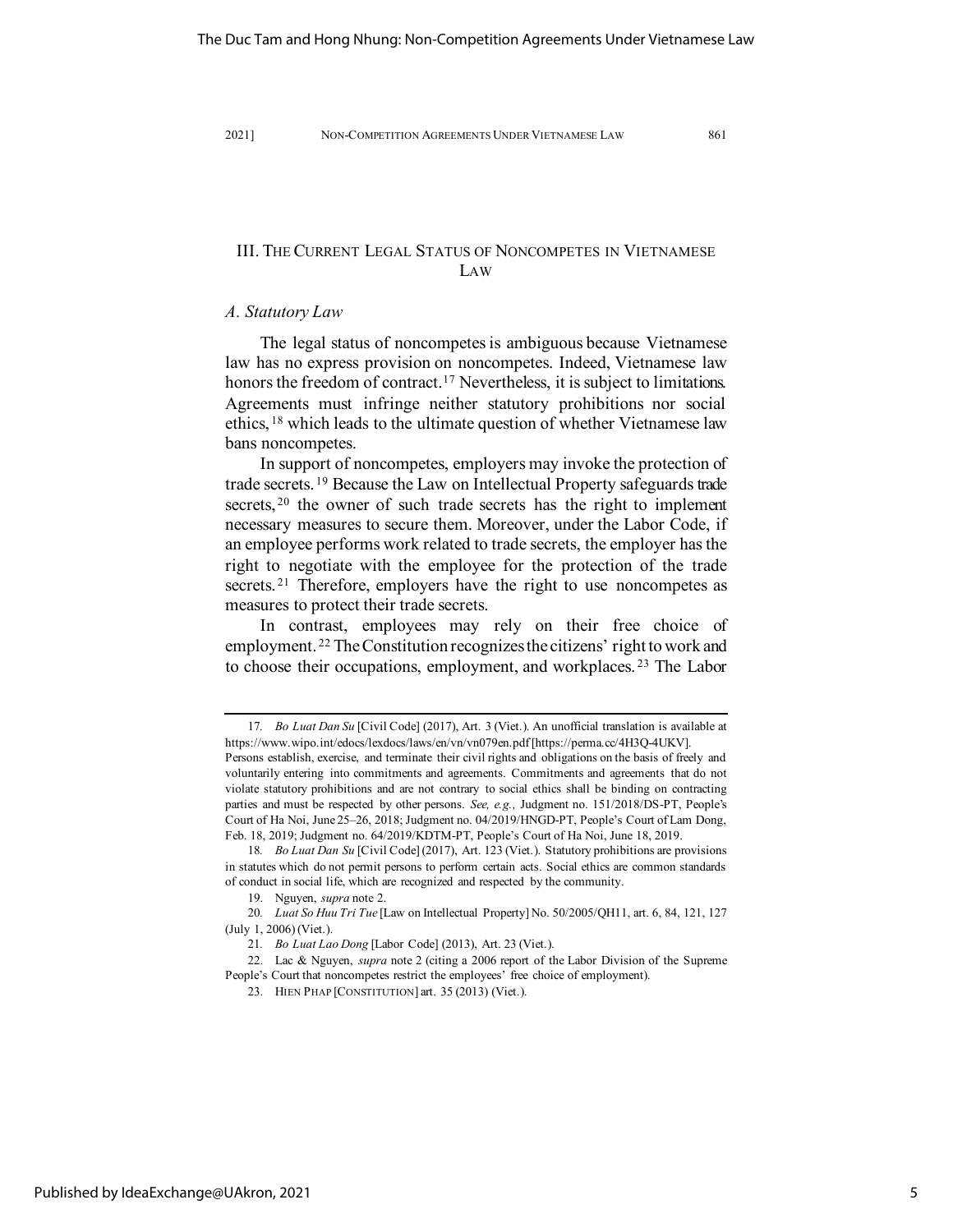## III. The Current Legal Status of Noncompetes in Vietnamese Law

### *A. Statutory Law*

The legal status of noncompetes is ambiguous because Vietnamese law has no express provision on noncompetes. Indeed, Vietnamese law honors the freedom of contract.[17] Nevertheless, it is subject to limitations. Agreements must infringe neither statutory prohibitions nor social ethics,[18] which leads to the ultimate question of whether Vietnamese law bans noncompetes.

In support of noncompetes, employers may invoke the protection of trade secrets.[19] Because the Law on Intellectual Property safeguards trade secrets,[20] the owner of such trade secrets has the right to implement necessary measures to secure them. Moreover, under the Labor Code, if an employee performs work related to trade secrets, the employer has the right to negotiate with the employee for the protection of the trade secrets.[21] Therefore, employers have the right to use noncompetes as measures to protect their trade secrets.

In contrast, employees may rely on their free choice of employment.[22] The Constitution recognizes the citizens' right to work and to choose their occupations, employment, and workplaces.[23] The Labor

---

17. *Bo Luat Dan Su* [Civil Code] (2017), Art. 3 (Viet.). An unofficial translation is available at https://www.wipo.int/edocs/lexdocs/laws/en/vn/vn079en.pdf [https://perma.cc/4H3Q-4UKV]. Persons establish, exercise, and terminate their civil rights and obligations on the basis of freely and voluntarily entering into commitments and agreements. Commitments and agreements that do not violate statutory prohibitions and are not contrary to social ethics shall be binding on contracting parties and must be respected by other persons. *See, e.g.,* Judgment no. 151/2018/DS-PT, People's Court of Ha Noi, June 25–26, 2018; Judgment no. 04/2019/HNGD-PT, People's Court of Lam Dong, Feb. 18, 2019; Judgment no. 64/2019/KDTM-PT, People's Court of Ha Noi, June 18, 2019.

18. *Bo Luat Dan Su* [Civil Code] (2017), Art. 123 (Viet.). Statutory prohibitions are provisions in statutes which do not permit persons to perform certain acts. Social ethics are common standards of conduct in social life, which are recognized and respected by the community.

19. Nguyen, *supra* note 2.

20. *Luat So Huu Tri Tue* [Law on Intellectual Property] No. 50/2005/QH11, art. 6, 84, 121, 127 (July 1, 2006) (Viet.).

21. *Bo Luat Lao Dong* [Labor Code] (2013), Art. 23 (Viet.).

22. Lac & Nguyen, *supra* note 2 (citing a 2006 report of the Labor Division of the Supreme People's Court that noncompetes restrict the employees' free choice of employment).

23. Hien Phap [Constitution] art. 35 (2013) (Viet.).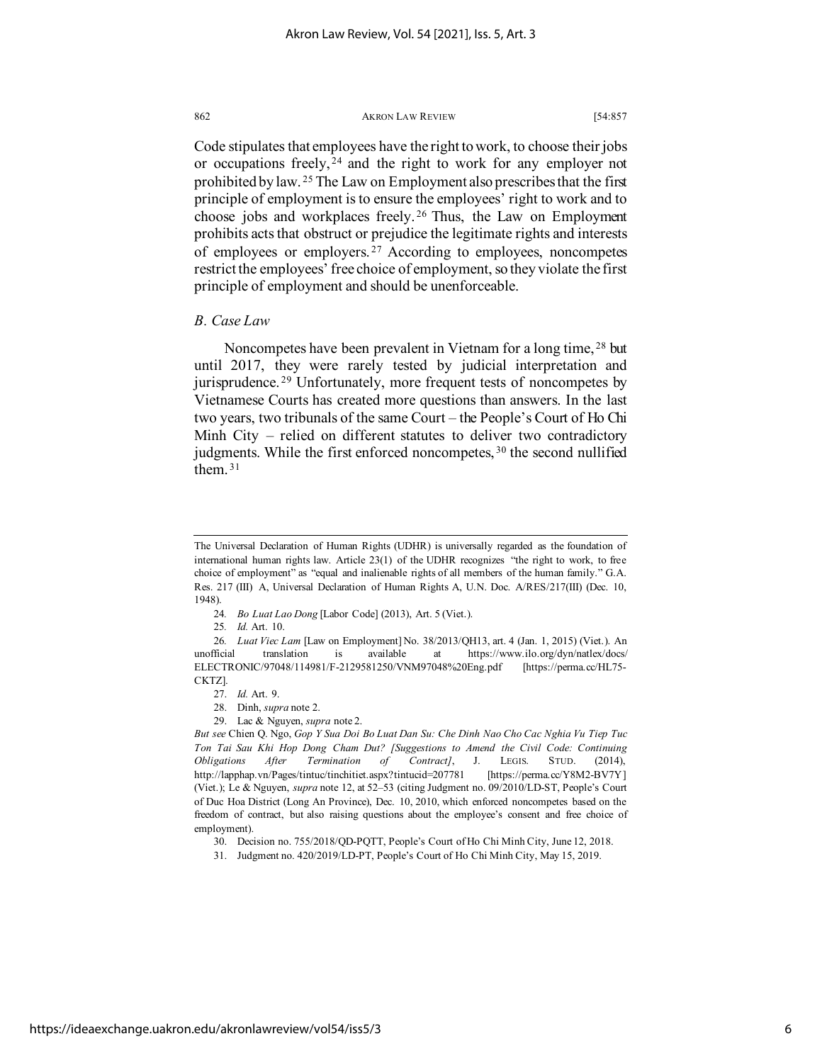Code stipulates that employees have the right to work, to choose their jobs or occupations freely,[24] and the right to work for any employer not prohibited by law.[25] The Law on Employment also prescribes that the first principle of employment is to ensure the employees' right to work and to choose jobs and workplaces freely.[26] Thus, the Law on Employment prohibits acts that obstruct or prejudice the legitimate rights and interests of employees or employers.[27] According to employees, noncompetes restrict the employees' free choice of employment, so they violate the first principle of employment and should be unenforceable.

### *B. Case Law*

Noncompetes have been prevalent in Vietnam for a long time,[28] but until 2017, they were rarely tested by judicial interpretation and jurisprudence.[29] Unfortunately, more frequent tests of noncompetes by Vietnamese Courts has created more questions than answers. In the last two years, two tribunals of the same Court – the People's Court of Ho Chi Minh City – relied on different statutes to deliver two contradictory judgments. While the first enforced noncompetes,[30] the second nullified them.[31]

---

The Universal Declaration of Human Rights (UDHR) is universally regarded as the foundation of international human rights law. Article 23(1) of the UDHR recognizes "the right to work, to free choice of employment" as "equal and inalienable rights of all members of the human family." G.A. Res. 217 (III) A, Universal Declaration of Human Rights A, U.N. Doc. A/RES/217(III) (Dec. 10, 1948).

24. *Bo Luat Lao Dong* [Labor Code] (2013), Art. 5 (Viet.).

25. *Id.* Art. 10.

26. *Luat Viec Lam* [Law on Employment] No. 38/2013/QH13, art. 4 (Jan. 1, 2015) (Viet.). An unofficial translation is available at https://www.ilo.org/dyn/natlex/docs/ELECTRONIC/97048/114981/F-2129581250/VNM97048%20Eng.pdf [https://perma.cc/HL75-CKTZ].

27. *Id.* Art. 9.

28. Dinh, *supra* note 2.

29. Lac & Nguyen, *supra* note 2.

*But see* Chien Q. Ngo, *Gop Y Sua Doi Bo Luat Dan Su: Che Dinh Nao Cho Cac Nghia Vu Tiep Tuc Ton Tai Sau Khi Hop Dong Cham Dut? [Suggestions to Amend the Civil Code: Continuing Obligations After Termination of Contract]*, J. LEGIS. STUD. (2014), http://lapphap.vn/Pages/tintuc/tinchitiet.aspx?tintucid=207781 [https://perma.cc/Y8M2-BV7Y] (Viet.); Le & Nguyen, *supra* note 12, at 52–53 (citing Judgment no. 09/2010/LD-ST, People's Court of Duc Hoa District (Long An Province), Dec. 10, 2010, which enforced noncompetes based on the freedom of contract, but also raising questions about the employee's consent and free choice of employment).

30. Decision no. 755/2018/QD-PQTT, People's Court of Ho Chi Minh City, June 12, 2018.

31. Judgment no. 420/2019/LD-PT, People's Court of Ho Chi Minh City, May 15, 2019.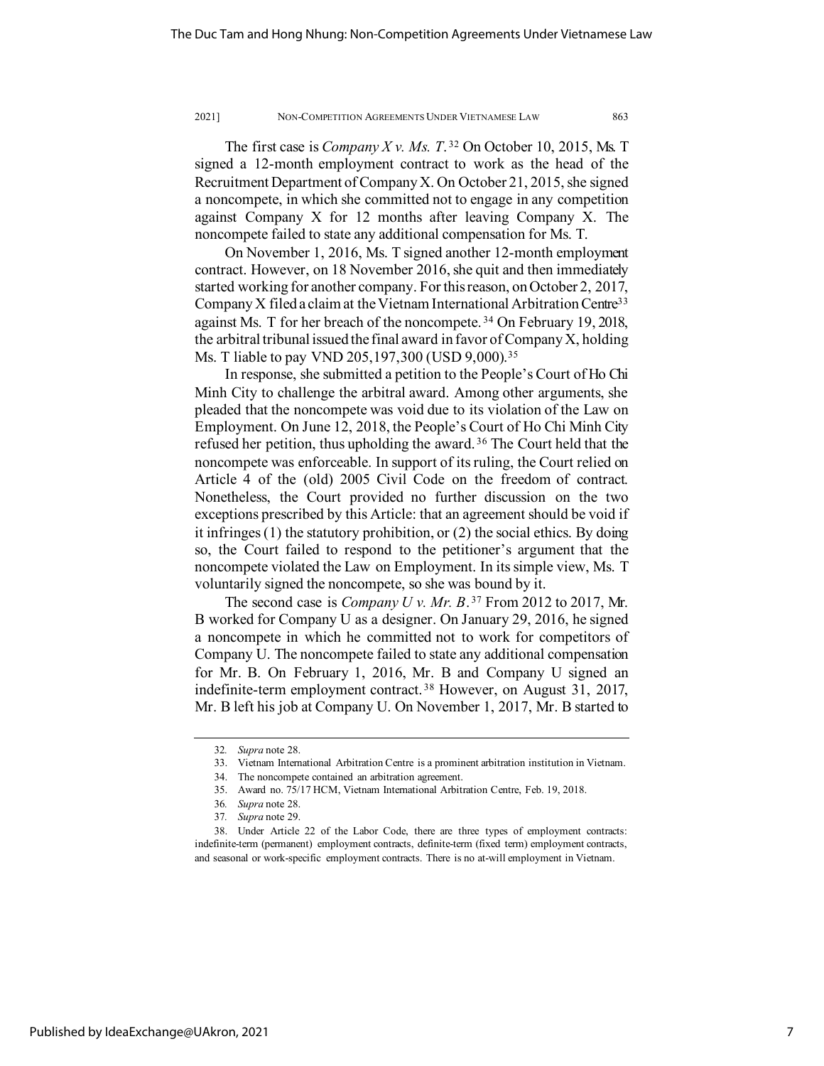The first case is *Company X v. Ms. T*.[32] On October 10, 2015, Ms. T signed a 12-month employment contract to work as the head of the Recruitment Department of Company X. On October 21, 2015, she signed a noncompete, in which she committed not to engage in any competition against Company X for 12 months after leaving Company X. The noncompete failed to state any additional compensation for Ms. T.

On November 1, 2016, Ms. T signed another 12-month employment contract. However, on 18 November 2016, she quit and then immediately started working for another company. For this reason, on October 2, 2017, Company X filed a claim at the Vietnam International Arbitration Centre[33] against Ms. T for her breach of the noncompete.[34] On February 19, 2018, the arbitral tribunal issued the final award in favor of Company X, holding Ms. T liable to pay VND 205,197,300 (USD 9,000).[35]

In response, she submitted a petition to the People's Court of Ho Chi Minh City to challenge the arbitral award. Among other arguments, she pleaded that the noncompete was void due to its violation of the Law on Employment. On June 12, 2018, the People's Court of Ho Chi Minh City refused her petition, thus upholding the award.[36] The Court held that the noncompete was enforceable. In support of its ruling, the Court relied on Article 4 of the (old) 2005 Civil Code on the freedom of contract. Nonetheless, the Court provided no further discussion on the two exceptions prescribed by this Article: that an agreement should be void if it infringes (1) the statutory prohibition, or (2) the social ethics. By doing so, the Court failed to respond to the petitioner's argument that the noncompete violated the Law on Employment. In its simple view, Ms. T voluntarily signed the noncompete, so she was bound by it.

The second case is *Company U v. Mr. B*.[37] From 2012 to 2017, Mr. B worked for Company U as a designer. On January 29, 2016, he signed a noncompete in which he committed not to work for competitors of Company U. The noncompete failed to state any additional compensation for Mr. B. On February 1, 2016, Mr. B and Company U signed an indefinite-term employment contract.[38] However, on August 31, 2017, Mr. B left his job at Company U. On November 1, 2017, Mr. B started to

---

32. *Supra* note 28.

33. Vietnam International Arbitration Centre is a prominent arbitration institution in Vietnam.

34. The noncompete contained an arbitration agreement.

35. Award no. 75/17 HCM, Vietnam International Arbitration Centre, Feb. 19, 2018.

36. *Supra* note 28.

37. *Supra* note 29.

38. Under Article 22 of the Labor Code, there are three types of employment contracts: indefinite-term (permanent) employment contracts, definite-term (fixed term) employment contracts, and seasonal or work-specific employment contracts. There is no at-will employment in Vietnam.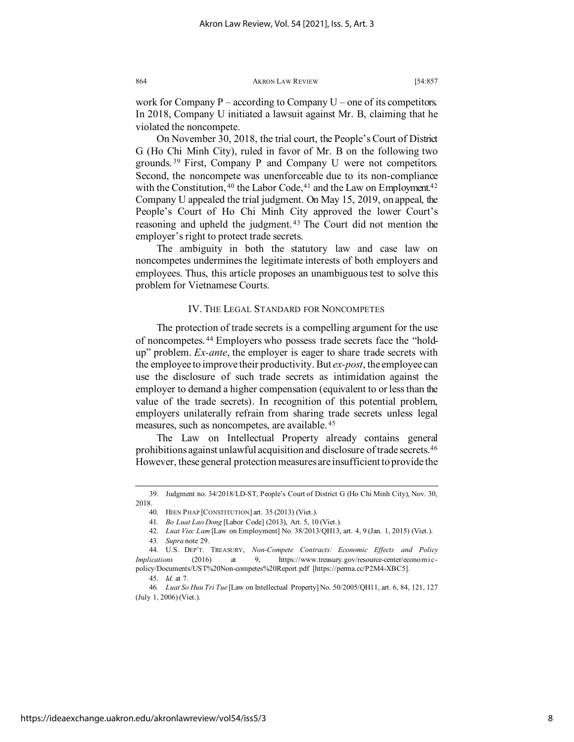work for Company P – according to Company U – one of its competitors. In 2018, Company U initiated a lawsuit against Mr. B, claiming that he violated the noncompete.

On November 30, 2018, the trial court, the People's Court of District G (Ho Chi Minh City), ruled in favor of Mr. B on the following two grounds.[39] First, Company P and Company U were not competitors. Second, the noncompete was unenforceable due to its non-compliance with the Constitution,[40] the Labor Code,[41] and the Law on Employment.[42] Company U appealed the trial judgment. On May 15, 2019, on appeal, the People's Court of Ho Chi Minh City approved the lower Court's reasoning and upheld the judgment.[43] The Court did not mention the employer's right to protect trade secrets.

The ambiguity in both the statutory law and case law on noncompetes undermines the legitimate interests of both employers and employees. Thus, this article proposes an unambiguous test to solve this problem for Vietnamese Courts.

## IV. THE LEGAL STANDARD FOR NONCOMPETES

The protection of trade secrets is a compelling argument for the use of noncompetes.[44] Employers who possess trade secrets face the "hold-up" problem. *Ex-ante*, the employer is eager to share trade secrets with the employee to improve their productivity. But *ex-post*, the employee can use the disclosure of such trade secrets as intimidation against the employer to demand a higher compensation (equivalent to or less than the value of the trade secrets). In recognition of this potential problem, employers unilaterally refrain from sharing trade secrets unless legal measures, such as noncompetes, are available.[45]

The Law on Intellectual Property already contains general prohibitions against unlawful acquisition and disclosure of trade secrets.[46] However, these general protection measures are insufficient to provide the

---

39. Judgment no. 34/2018/LD-ST, People's Court of District G (Ho Chi Minh City), Nov. 30, 2018.

40. HIEN PHAP [CONSTITUTION] art. 35 (2013) (Viet.).

41. *Bo Luat Lao Dong* [Labor Code] (2013), Art. 5, 10 (Viet.).

42. *Luat Viec Lam* [Law on Employment] No. 38/2013/QH13, art. 4, 9 (Jan. 1, 2015) (Viet.).

43. *Supra* note 29.

44. U.S. DEP'T. TREASURY, *Non-Compete Contracts: Economic Effects and Policy Implications* (2016) at 9, https://www.treasury.gov/resource-center/economic-policy/Documents/UST%20Non-competes%20Report.pdf [https://perma.cc/P2M4-XBC5].

45. *Id.* at 7.

46. *Luat So Huu Tri Tue* [Law on Intellectual Property] No. 50/2005/QH11, art. 6, 84, 121, 127 (July 1, 2006) (Viet.).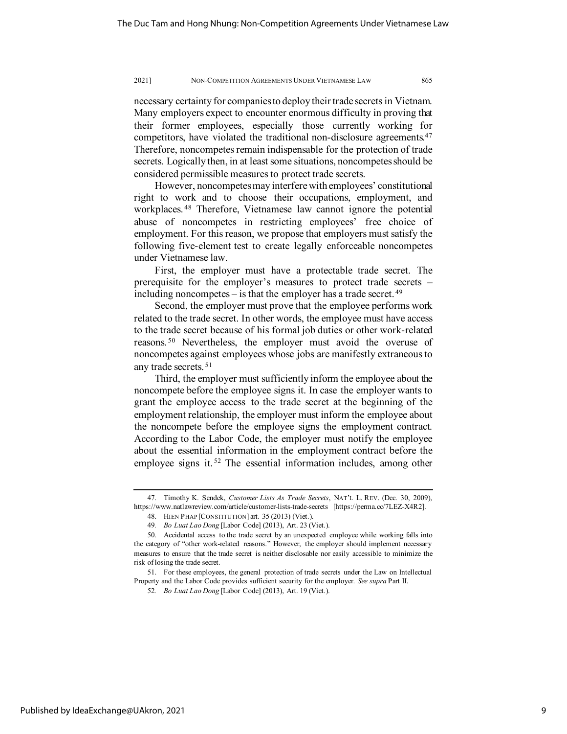necessary certainty for companies to deploy their trade secrets in Vietnam. Many employers expect to encounter enormous difficulty in proving that their former employees, especially those currently working for competitors, have violated the traditional non-disclosure agreements.[47] Therefore, noncompetes remain indispensable for the protection of trade secrets. Logically then, in at least some situations, noncompetes should be considered permissible measures to protect trade secrets.

However, noncompetes may interfere with employees' constitutional right to work and to choose their occupations, employment, and workplaces.[48] Therefore, Vietnamese law cannot ignore the potential abuse of noncompetes in restricting employees' free choice of employment. For this reason, we propose that employers must satisfy the following five-element test to create legally enforceable noncompetes under Vietnamese law.

First, the employer must have a protectable trade secret. The prerequisite for the employer's measures to protect trade secrets – including noncompetes – is that the employer has a trade secret.[49]

Second, the employer must prove that the employee performs work related to the trade secret. In other words, the employee must have access to the trade secret because of his formal job duties or other work-related reasons.[50] Nevertheless, the employer must avoid the overuse of noncompetes against employees whose jobs are manifestly extraneous to any trade secrets.[51]

Third, the employer must sufficiently inform the employee about the noncompete before the employee signs it. In case the employer wants to grant the employee access to the trade secret at the beginning of the employment relationship, the employer must inform the employee about the noncompete before the employee signs the employment contract. According to the Labor Code, the employer must notify the employee about the essential information in the employment contract before the employee signs it.[52] The essential information includes, among other

---

47. Timothy K. Sendek, *Customer Lists As Trade Secrets*, NAT'L L. REV. (Dec. 30, 2009), https://www.natlawreview.com/article/customer-lists-trade-secrets [https://perma.cc/7LEZ-X4R2].

48. HIEN PHAP [CONSTITUTION] art. 35 (2013) (Viet.).

49. *Bo Luat Lao Dong* [Labor Code] (2013), Art. 23 (Viet.).

50. Accidental access to the trade secret by an unexpected employee while working falls into the category of "other work-related reasons." However, the employer should implement necessary measures to ensure that the trade secret is neither disclosable nor easily accessible to minimize the risk of losing the trade secret.

51. For these employees, the general protection of trade secrets under the Law on Intellectual Property and the Labor Code provides sufficient security for the employer. *See supra* Part II.

52. *Bo Luat Lao Dong* [Labor Code] (2013), Art. 19 (Viet.).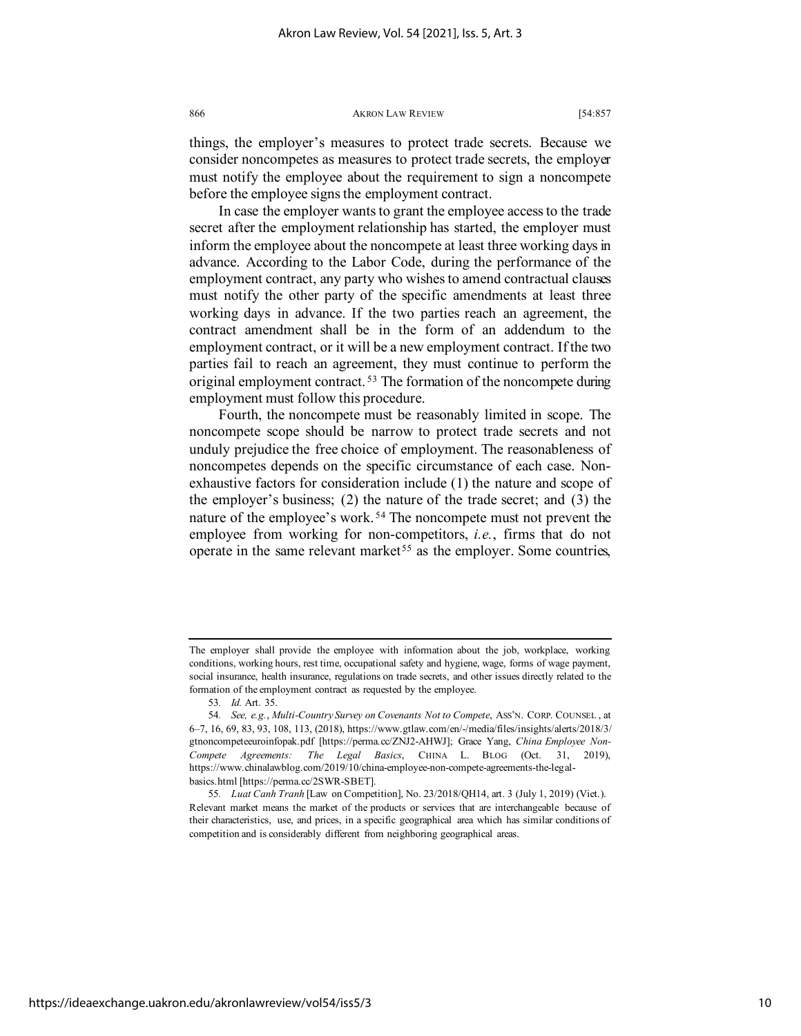things, the employer's measures to protect trade secrets. Because we consider noncompetes as measures to protect trade secrets, the employer must notify the employee about the requirement to sign a noncompete before the employee signs the employment contract.

In case the employer wants to grant the employee access to the trade secret after the employment relationship has started, the employer must inform the employee about the noncompete at least three working days in advance. According to the Labor Code, during the performance of the employment contract, any party who wishes to amend contractual clauses must notify the other party of the specific amendments at least three working days in advance. If the two parties reach an agreement, the contract amendment shall be in the form of an addendum to the employment contract, or it will be a new employment contract. If the two parties fail to reach an agreement, they must continue to perform the original employment contract.[53] The formation of the noncompete during employment must follow this procedure.

Fourth, the noncompete must be reasonably limited in scope. The noncompete scope should be narrow to protect trade secrets and not unduly prejudice the free choice of employment. The reasonableness of noncompetes depends on the specific circumstance of each case. Non-exhaustive factors for consideration include (1) the nature and scope of the employer's business; (2) the nature of the trade secret; and (3) the nature of the employee's work.[54] The noncompete must not prevent the employee from working for non-competitors, *i.e.*, firms that do not operate in the same relevant market[55] as the employer. Some countries,

---

The employer shall provide the employee with information about the job, workplace, working conditions, working hours, rest time, occupational safety and hygiene, wage, forms of wage payment, social insurance, health insurance, regulations on trade secrets, and other issues directly related to the formation of the employment contract as requested by the employee.

53. *Id.* Art. 35.

54. *See, e.g.*, *Multi-Country Survey on Covenants Not to Compete*, ASS'N. CORP. COUNSEL , at 6–7, 16, 69, 83, 93, 108, 113, (2018), https://www.gtlaw.com/en/-/media/files/insights/alerts/2018/3/gtnoncompeteeuroinfopak.pdf [https://perma.cc/ZNJ2-AHWJ]; Grace Yang, *China Employee Non-Compete Agreements: The Legal Basics*, CHINA L. BLOG (Oct. 31, 2019), https://www.chinalawblog.com/2019/10/china-employee-non-compete-agreements-the-legal-basics.html [https://perma.cc/2SWR-SBET].

55. *Luat Canh Tranh* [Law on Competition], No. 23/2018/QH14, art. 3 (July 1, 2019) (Viet.). Relevant market means the market of the products or services that are interchangeable because of their characteristics, use, and prices, in a specific geographical area which has similar conditions of competition and is considerably different from neighboring geographical areas.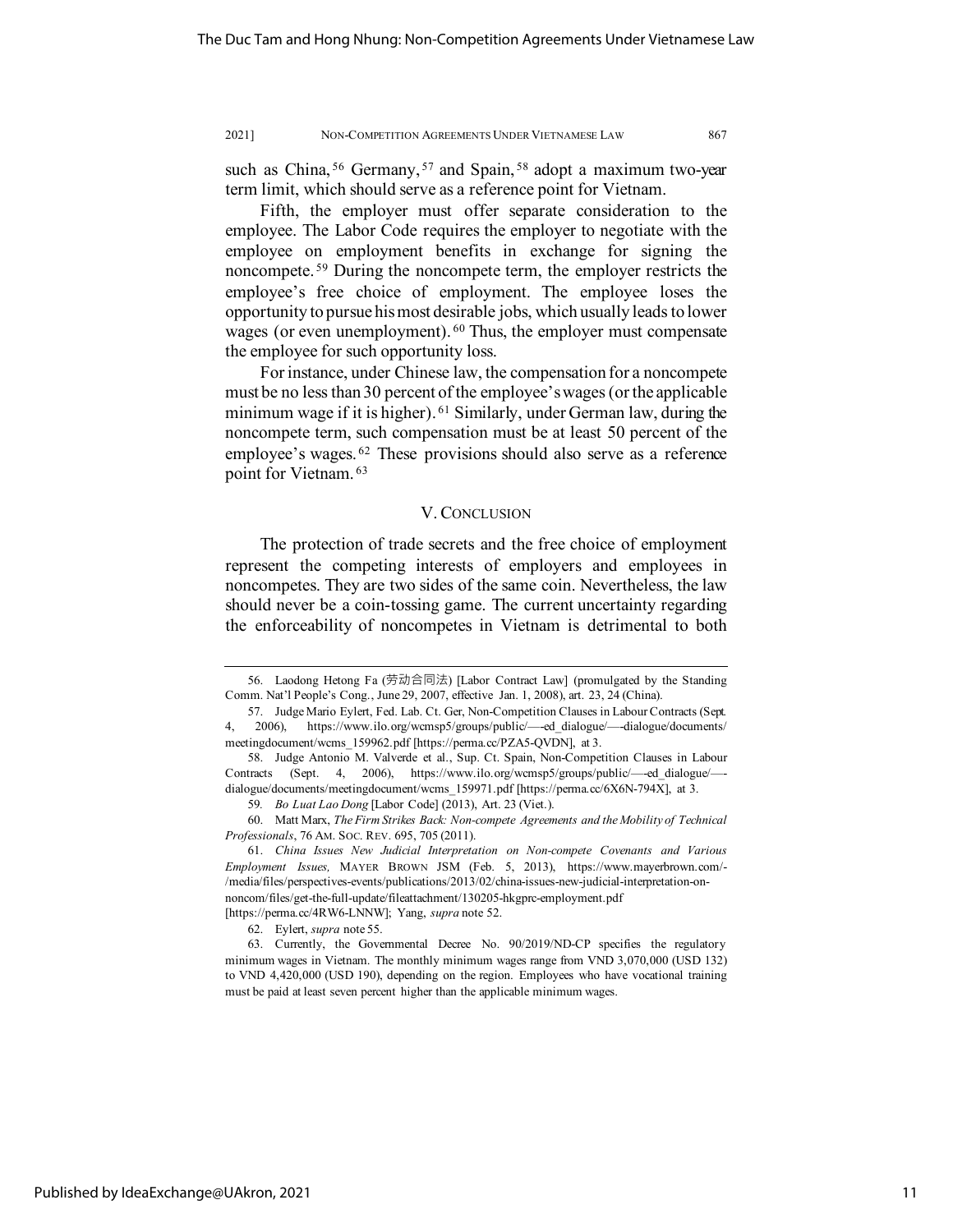such as China,[56] Germany,[57] and Spain,[58] adopt a maximum two-year term limit, which should serve as a reference point for Vietnam.

Fifth, the employer must offer separate consideration to the employee. The Labor Code requires the employer to negotiate with the employee on employment benefits in exchange for signing the noncompete.[59] During the noncompete term, the employer restricts the employee's free choice of employment. The employee loses the opportunity to pursue his most desirable jobs, which usually leads to lower wages (or even unemployment).[60] Thus, the employer must compensate the employee for such opportunity loss.

For instance, under Chinese law, the compensation for a noncompete must be no less than 30 percent of the employee's wages (or the applicable minimum wage if it is higher).[61] Similarly, under German law, during the noncompete term, such compensation must be at least 50 percent of the employee's wages.[62] These provisions should also serve as a reference point for Vietnam.[63]

## V. CONCLUSION

The protection of trade secrets and the free choice of employment represent the competing interests of employers and employees in noncompetes. They are two sides of the same coin. Nevertheless, the law should never be a coin-tossing game. The current uncertainty regarding the enforceability of noncompetes in Vietnam is detrimental to both

---

56. Laodong Hetong Fa (劳动合同法) [Labor Contract Law] (promulgated by the Standing Comm. Nat'l People's Cong., June 29, 2007, effective Jan. 1, 2008), art. 23, 24 (China).

57. Judge Mario Eylert, Fed. Lab. Ct. Ger, Non-Competition Clauses in Labour Contracts (Sept. 4, 2006), https://www.ilo.org/wcmsp5/groups/public/—-ed_dialogue/—-dialogue/documents/meetingdocument/wcms_159962.pdf [https://perma.cc/PZA5-QVDN], at 3.

58. Judge Antonio M. Valverde et al., Sup. Ct. Spain, Non-Competition Clauses in Labour Contracts (Sept. 4, 2006), https://www.ilo.org/wcmsp5/groups/public/—-ed_dialogue/—-dialogue/documents/meetingdocument/wcms_159971.pdf [https://perma.cc/6X6N-794X], at 3.

59. *Bo Luat Lao Dong* [Labor Code] (2013), Art. 23 (Viet.).

60. Matt Marx, *The Firm Strikes Back: Non-compete Agreements and the Mobility of Technical Professionals*, 76 AM. SOC. REV. 695, 705 (2011).

61. *China Issues New Judicial Interpretation on Non-compete Covenants and Various Employment Issues,* MAYER BROWN JSM (Feb. 5, 2013), https://www.mayerbrown.com/-/media/files/perspectives-events/publications/2013/02/china-issues-new-judicial-interpretation-on-noncom/files/get-the-full-update/fileattachment/130205-hkgprc-employment.pdf [https://perma.cc/4RW6-LNNW]; Yang, *supra* note 52.

62. Eylert, *supra* note 55.

63. Currently, the Governmental Decree No. 90/2019/ND-CP specifies the regulatory minimum wages in Vietnam. The monthly minimum wages range from VND 3,070,000 (USD 132) to VND 4,420,000 (USD 190), depending on the region. Employees who have vocational training must be paid at least seven percent higher than the applicable minimum wages.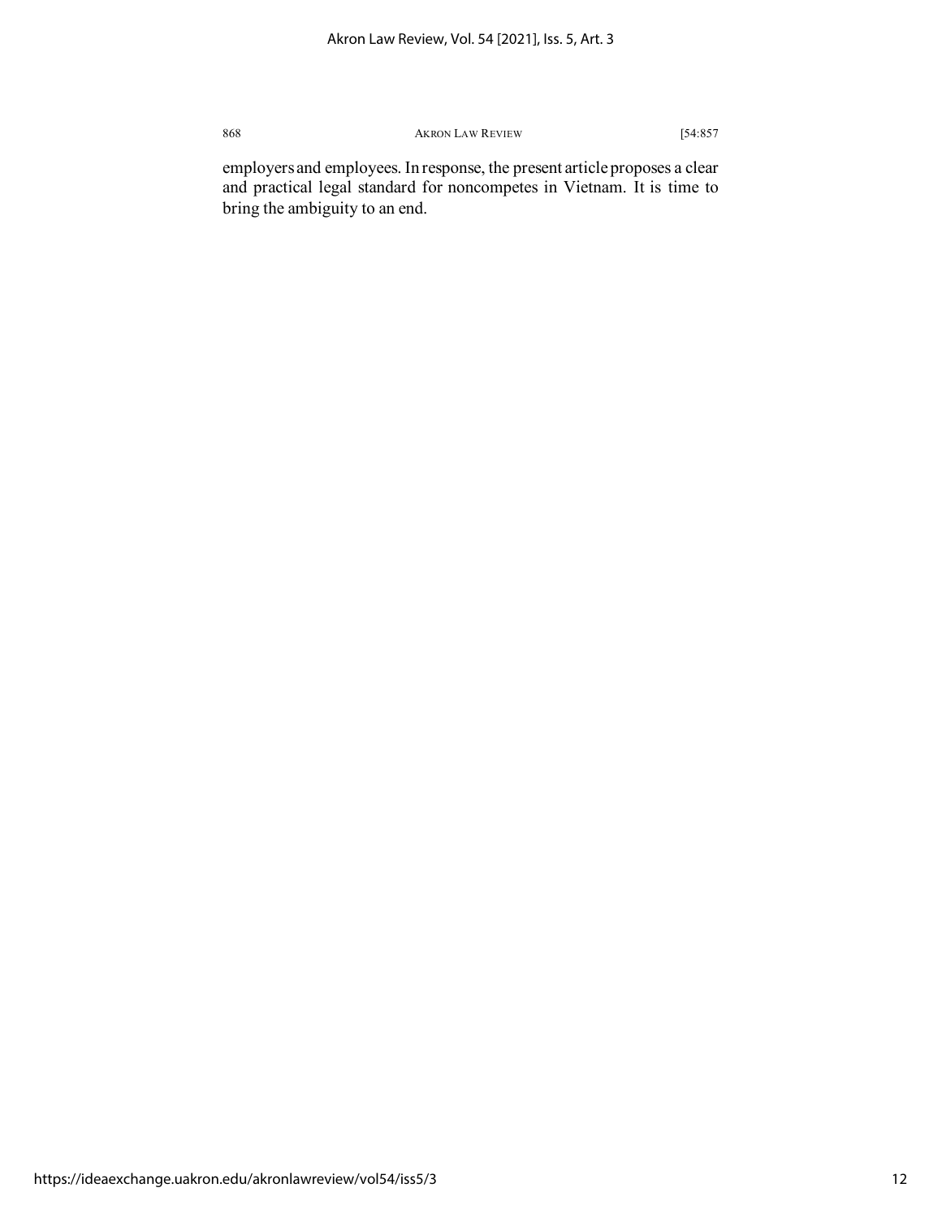employers and employees. In response, the present article proposes a clear and practical legal standard for noncompetes in Vietnam. It is time to bring the ambiguity to an end.